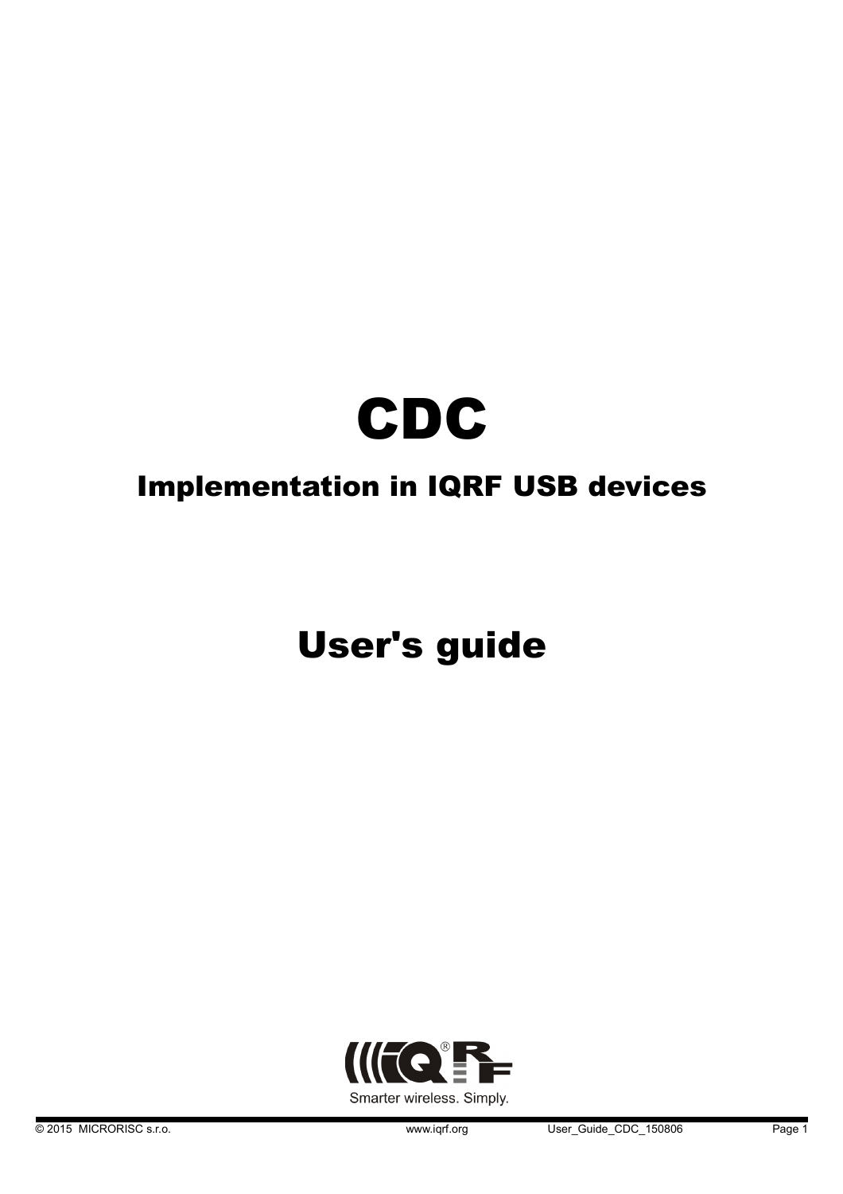# CDC

## Implementation in IQRF USB devices

# User's guide

Smarter wireless. Simply.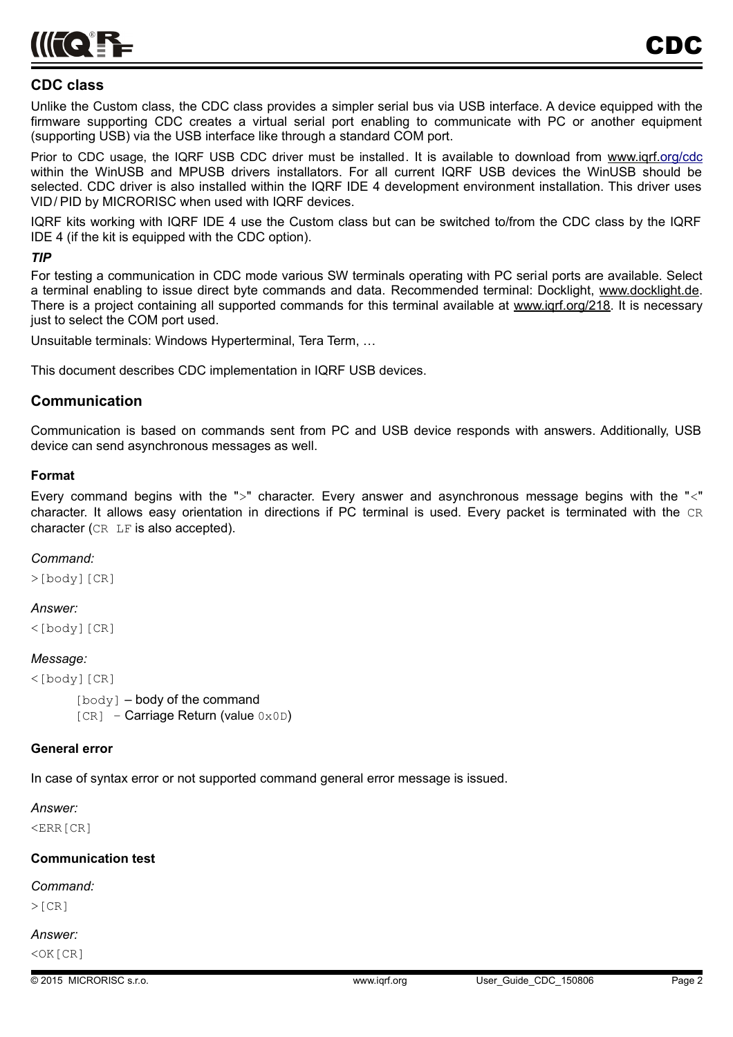## CDC class

Unlike the Custom class, the CDC class provides a simpler serial bus via USB interface. A device equipped with the firmware supporting CDC creates a virtual serial port enabling to communicate with PC or another equipment (supporting USB) via the USB interface like through a standard COM port.

Prior to CDC usage, the IQRF USB CDC driver must be installed. It is available to download from www.iqrf.org/cdc within the WinUSB and MPUSB drivers installators. For all current IQRF USB devices the WinUSB should be selected. CDC driver is also installed within the IQRF IDE 4 development environment installation. This driver uses VID / PID by MICRORISC when used with IQRF devices.

IQRF kits working with IQRF IDE 4 use the Custom class but can be switched to/from the CDC class by the IQRF IDE 4 (if the kit is equipped with the CDC option).

***TIP***

For testing a communication in CDC mode various SW terminals operating with PC serial ports are available. Select a terminal enabling to issue direct byte commands and data. Recommended terminal: Docklight, www.docklight.de. There is a project containing all supported commands for this terminal available at www.iqrf.org/218. It is necessary just to select the COM port used.

Unsuitable terminals: Windows Hyperterminal, Tera Term, …

This document describes CDC implementation in IQRF USB devices.

## Communication

Communication is based on commands sent from PC and USB device responds with answers. Additionally, USB device can send asynchronous messages as well.

### Format

Every command begins with the ">" character. Every answer and asynchronous message begins with the "<" character. It allows easy orientation in directions if PC terminal is used. Every packet is terminated with the `CR` character (`CR LF` is also accepted).

*Command:*

`>[body][CR]`

*Answer:*

`<[body][CR]`

*Message:*

`<[body][CR]`

`[body]` – body of the command
`[CR]` – Carriage Return (value `0x0D`)

### General error

In case of syntax error or not supported command general error message is issued.

*Answer:*

`<ERR[CR]`

### Communication test

*Command:*

`>[CR]`

*Answer:*

`<OK[CR]`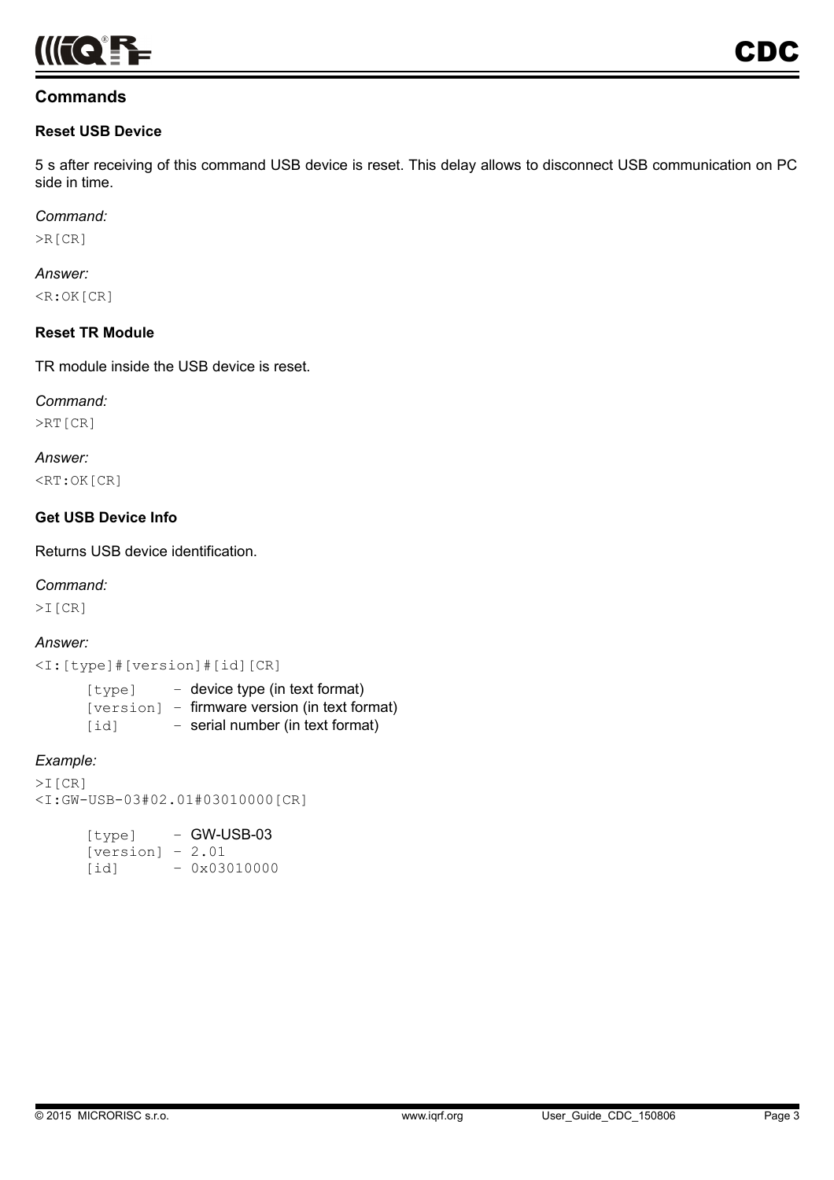## Commands

### Reset USB Device

5 s after receiving of this command USB device is reset. This delay allows to disconnect USB communication on PC side in time.

*Command:*

```
>R[CR]
```

*Answer:*

```
<R:OK[CR]
```

### Reset TR Module

TR module inside the USB device is reset.

*Command:*

```
>RT[CR]
```

*Answer:*

```
<RT:OK[CR]
```

### Get USB Device Info

Returns USB device identification.

*Command:*

```
>I[CR]
```

*Answer:*

```
<I:[type]#[version]#[id][CR]
```

- `[type]` – device type (in text format)
- `[version]` – firmware version (in text format)
- `[id]` – serial number (in text format)

*Example:*

```
>I[CR]
<I:GW-USB-03#02.01#03010000[CR]
```

- `[type]` – GW-USB-03
- `[version]` – 2.01
- `[id]` – 0x03010000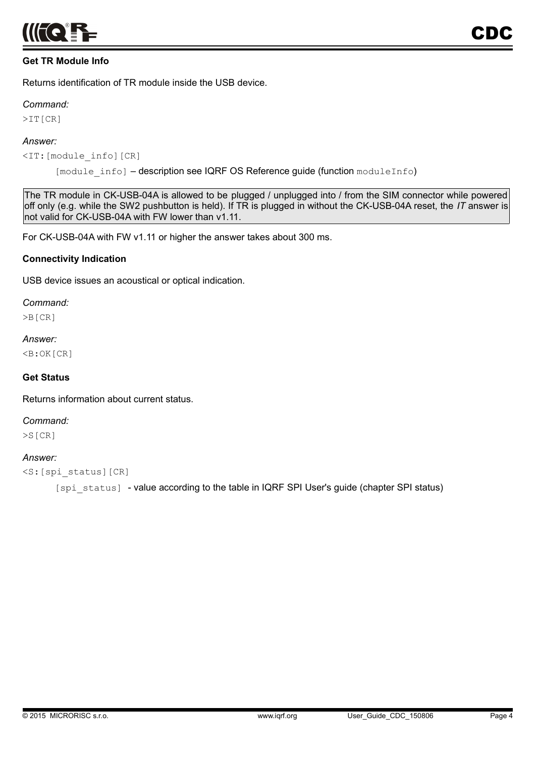### Get TR Module Info

Returns identification of TR module inside the USB device.

*Command:*

`>IT[CR]`

*Answer:*

`<IT:[module_info][CR]`

`[module_info]` – description see IQRF OS Reference guide (function `moduleInfo`)

> The TR module in CK-USB-04A is allowed to be plugged / unplugged into / from the SIM connector while powered off only (e.g. while the SW2 pushbutton is held). If TR is plugged in without the CK-USB-04A reset, the *IT* answer is not valid for CK-USB-04A with FW lower than v1.11.

For CK-USB-04A with FW v1.11 or higher the answer takes about 300 ms.

### Connectivity Indication

USB device issues an acoustical or optical indication.

*Command:*

`>B[CR]`

*Answer:*

`<B:OK[CR]`

### Get Status

Returns information about current status.

*Command:*

`>S[CR]`

*Answer:*

`<S:[spi_status][CR]`

`[spi_status]` - value according to the table in IQRF SPI User's guide (chapter SPI status)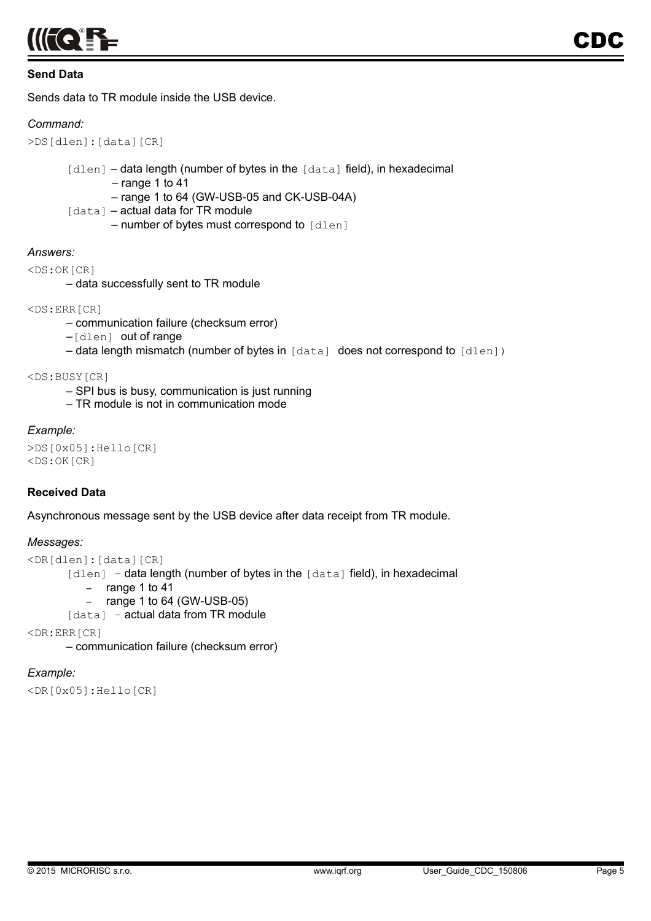### Send Data

Sends data to TR module inside the USB device.

*Command:*

`>DS[dlen]:[data][CR]`

- `[dlen]` – data length (number of bytes in the `[data]` field), in hexadecimal
  - – range 1 to 41
  - – range 1 to 64 (GW-USB-05 and CK-USB-04A)
- `[data]` – actual data for TR module
  - – number of bytes must correspond to `[dlen]`

*Answers:*

`<DS:OK[CR]`

– data successfully sent to TR module

`<DS:ERR[CR]`

– communication failure (checksum error)
– `[dlen]` out of range
– data length mismatch (number of bytes in `[data]` does not correspond to `[dlen]`)

`<DS:BUSY[CR]`

– SPI bus is busy, communication is just running
– TR module is not in communication mode

*Example:*

```
>DS[0x05]:Hello[CR]
<DS:OK[CR]
```

### Received Data

Asynchronous message sent by the USB device after data receipt from TR module.

*Messages:*

`<DR[dlen]:[data][CR]`

- `[dlen]` – data length (number of bytes in the `[data]` field), in hexadecimal
  - – range 1 to 41
  - – range 1 to 64 (GW-USB-05)
- `[data]` – actual data from TR module

`<DR:ERR[CR]`

– communication failure (checksum error)

*Example:*

```
<DR[0x05]:Hello[CR]
```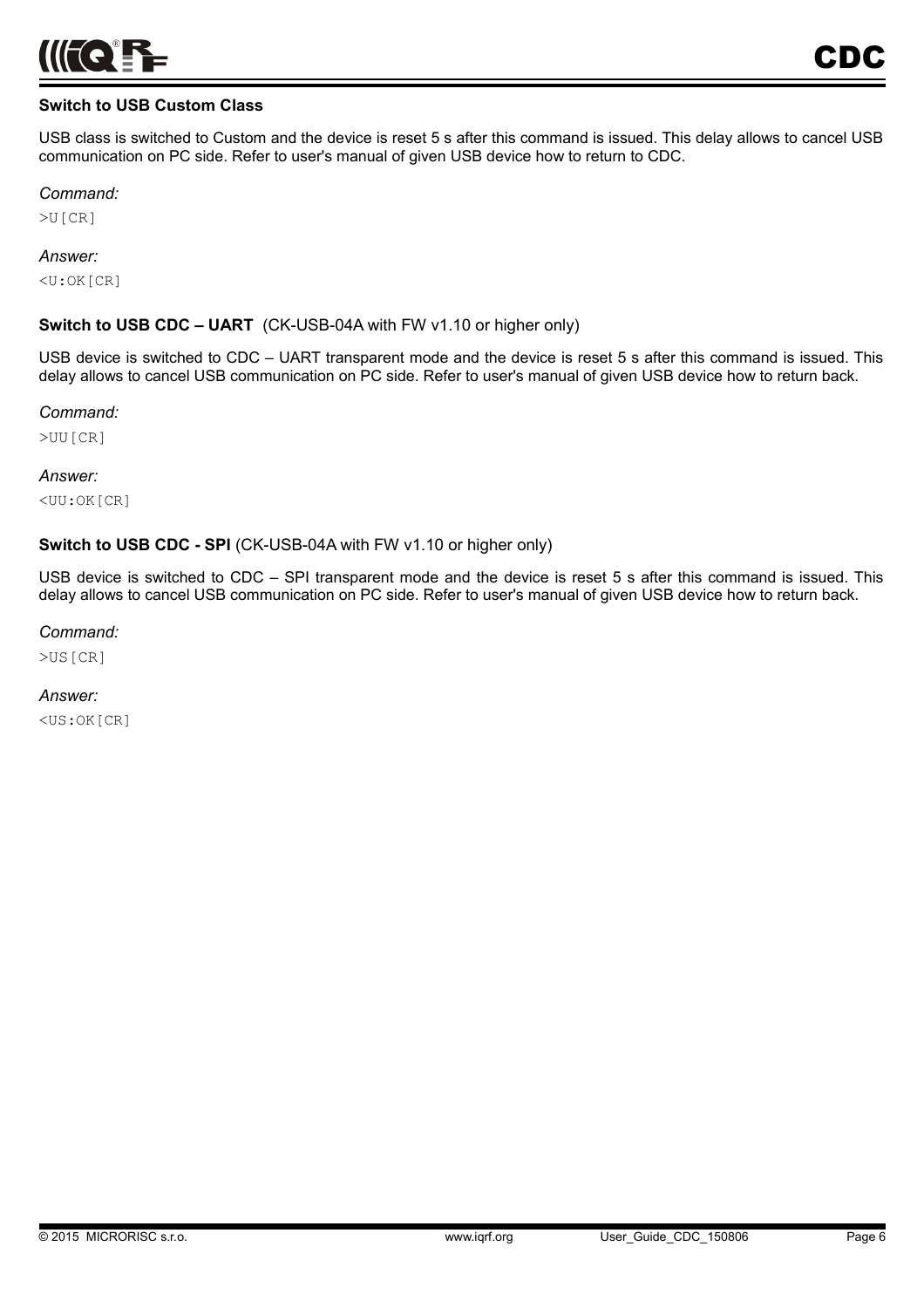**Switch to USB Custom Class**

USB class is switched to Custom and the device is reset 5 s after this command is issued. This delay allows to cancel USB communication on PC side. Refer to user's manual of given USB device how to return to CDC.

*Command:*

```
>U[CR]
```

*Answer:*

```
<U:OK[CR]
```

**Switch to USB CDC – UART** (CK-USB-04A with FW v1.10 or higher only)

USB device is switched to CDC – UART transparent mode and the device is reset 5 s after this command is issued. This delay allows to cancel USB communication on PC side. Refer to user's manual of given USB device how to return back.

*Command:*

```
>UU[CR]
```

*Answer:*

```
<UU:OK[CR]
```

**Switch to USB CDC - SPI** (CK-USB-04A with FW v1.10 or higher only)

USB device is switched to CDC – SPI transparent mode and the device is reset 5 s after this command is issued. This delay allows to cancel USB communication on PC side. Refer to user's manual of given USB device how to return back.

*Command:*

```
>US[CR]
```

*Answer:*

```
<US:OK[CR]
```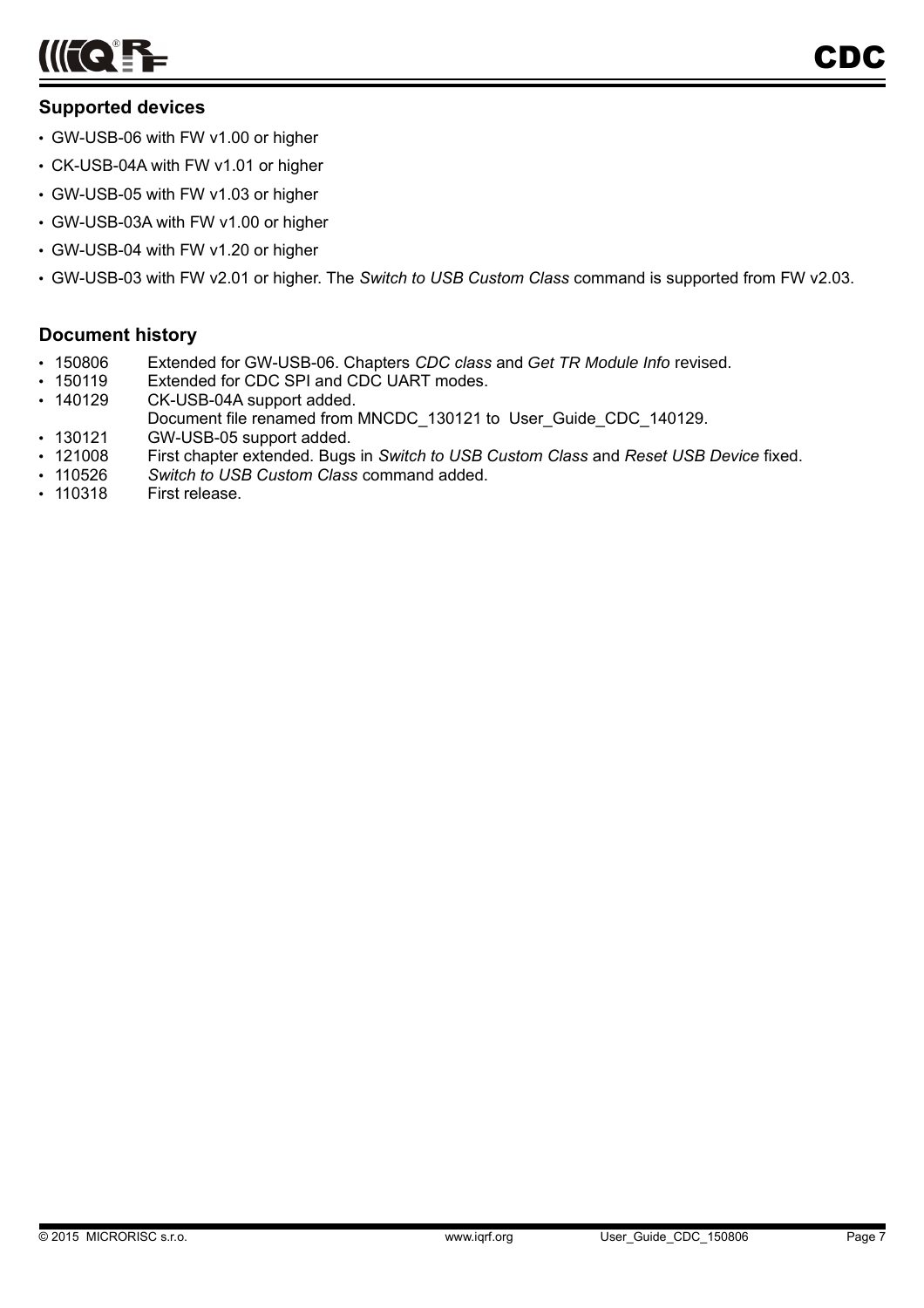## Supported devices

- GW-USB-06 with FW v1.00 or higher
- CK-USB-04A with FW v1.01 or higher
- GW-USB-05 with FW v1.03 or higher
- GW-USB-03A with FW v1.00 or higher
- GW-USB-04 with FW v1.20 or higher
- GW-USB-03 with FW v2.01 or higher. The *Switch to USB Custom Class* command is supported from FW v2.03.

## Document history

- 150806 Extended for GW-USB-06. Chapters *CDC class* and *Get TR Module Info* revised.
- 150119 Extended for CDC SPI and CDC UART modes.
- 140129 CK-USB-04A support added.
  Document file renamed from MNCDC_130121 to User_Guide_CDC_140129.
- 130121 GW-USB-05 support added.
- 121008 First chapter extended. Bugs in *Switch to USB Custom Class* and *Reset USB Device* fixed.
- 110526 *Switch to USB Custom Class* command added.
- 110318 First release.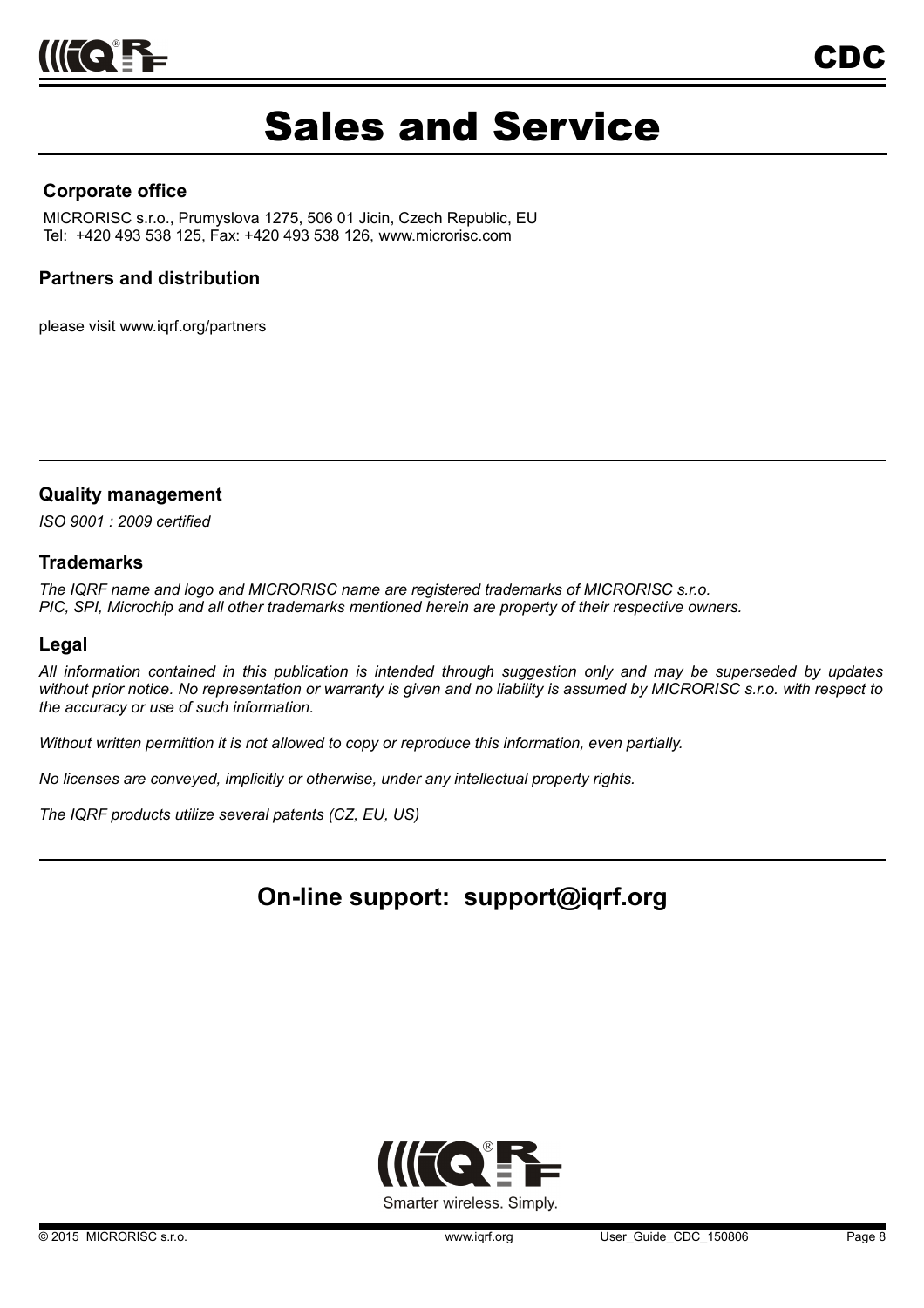# Sales and Service

### Corporate office

MICRORISC s.r.o., Prumyslova 1275, 506 01 Jicin, Czech Republic, EU
Tel: +420 493 538 125, Fax: +420 493 538 126, www.microrisc.com

### Partners and distribution

please visit www.iqrf.org/partners

### Quality management

*ISO 9001 : 2009 certified*

### Trademarks

*The IQRF name and logo and MICRORISC name are registered trademarks of MICRORISC s.r.o.*
*PIC, SPI, Microchip and all other trademarks mentioned herein are property of their respective owners.*

### Legal

*All information contained in this publication is intended through suggestion only and may be superseded by updates without prior notice. No representation or warranty is given and no liability is assumed by MICRORISC s.r.o. with respect to the accuracy or use of such information.*

*Without written permittion it is not allowed to copy or reproduce this information, even partially.*

*No licenses are conveyed, implicitly or otherwise, under any intellectual property rights.*

*The IQRF products utilize several patents (CZ, EU, US)*

## On-line support: support@iqrf.org

Smarter wireless. Simply.